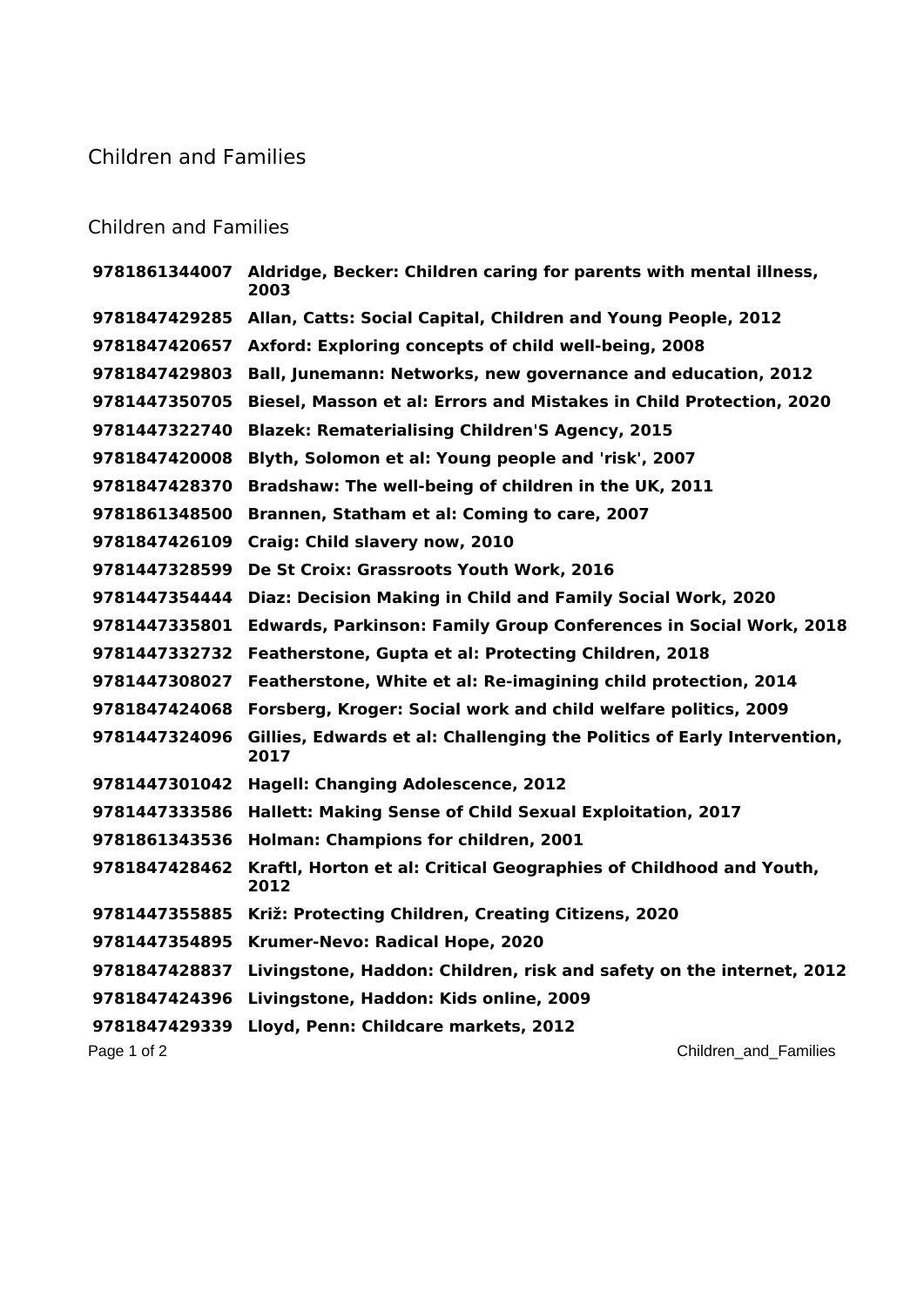# Children and Families

## Children and Families

| | |
|---|---|
| **9781861344007** | **Aldridge, Becker: Children caring for parents with mental illness, 2003** |
| **9781847429285** | **Allan, Catts: Social Capital, Children and Young People, 2012** |
| **9781847420657** | **Axford: Exploring concepts of child well-being, 2008** |
| **9781847429803** | **Ball, Junemann: Networks, new governance and education, 2012** |
| **9781447350705** | **Biesel, Masson et al: Errors and Mistakes in Child Protection, 2020** |
| **9781447322740** | **Blazek: Rematerialising Children'S Agency, 2015** |
| **9781847420008** | **Blyth, Solomon et al: Young people and 'risk', 2007** |
| **9781847428370** | **Bradshaw: The well-being of children in the UK, 2011** |
| **9781861348500** | **Brannen, Statham et al: Coming to care, 2007** |
| **9781847426109** | **Craig: Child slavery now, 2010** |
| **9781447328599** | **De St Croix: Grassroots Youth Work, 2016** |
| **9781447354444** | **Diaz: Decision Making in Child and Family Social Work, 2020** |
| **9781447335801** | **Edwards, Parkinson: Family Group Conferences in Social Work, 2018** |
| **9781447332732** | **Featherstone, Gupta et al: Protecting Children, 2018** |
| **9781447308027** | **Featherstone, White et al: Re-imagining child protection, 2014** |
| **9781847424068** | **Forsberg, Kroger: Social work and child welfare politics, 2009** |
| **9781447324096** | **Gillies, Edwards et al: Challenging the Politics of Early Intervention, 2017** |
| **9781447301042** | **Hagell: Changing Adolescence, 2012** |
| **9781447333586** | **Hallett: Making Sense of Child Sexual Exploitation, 2017** |
| **9781861343536** | **Holman: Champions for children, 2001** |
| **9781847428462** | **Kraftl, Horton et al: Critical Geographies of Childhood and Youth, 2012** |
| **9781447355885** | **Križ: Protecting Children, Creating Citizens, 2020** |
| **9781447354895** | **Krumer-Nevo: Radical Hope, 2020** |
| **9781847428837** | **Livingstone, Haddon: Children, risk and safety on the internet, 2012** |
| **9781847424396** | **Livingstone, Haddon: Kids online, 2009** |
| **9781847429339** | **Lloyd, Penn: Childcare markets, 2012** |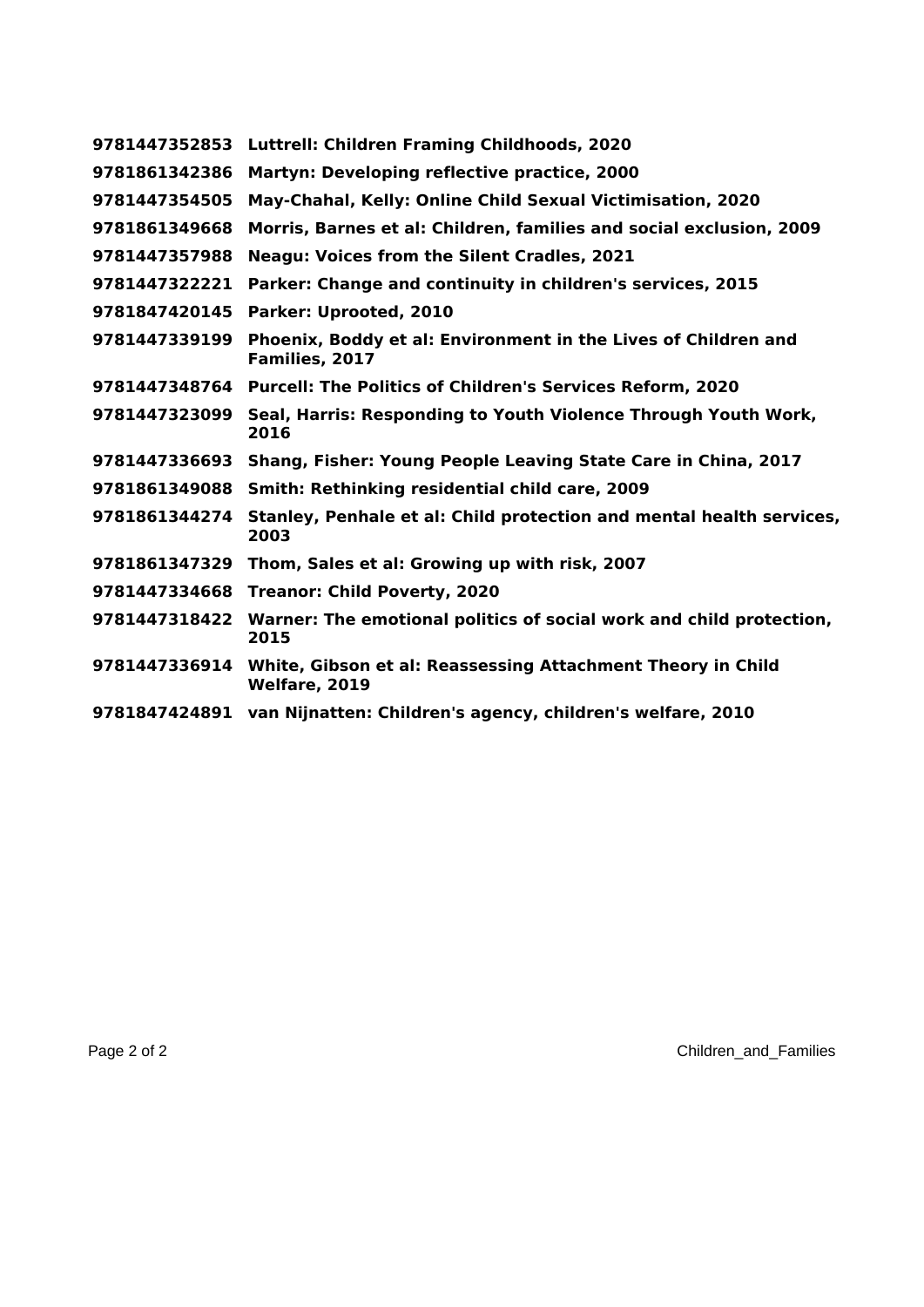| | |
|---|---|
| **9781447352853** | **Luttrell: Children Framing Childhoods, 2020** |
| **9781861342386** | **Martyn: Developing reflective practice, 2000** |
| **9781447354505** | **May-Chahal, Kelly: Online Child Sexual Victimisation, 2020** |
| **9781861349668** | **Morris, Barnes et al: Children, families and social exclusion, 2009** |
| **9781447357988** | **Neagu: Voices from the Silent Cradles, 2021** |
| **9781447322221** | **Parker: Change and continuity in children's services, 2015** |
| **9781847420145** | **Parker: Uprooted, 2010** |
| **9781447339199** | **Phoenix, Boddy et al: Environment in the Lives of Children and Families, 2017** |
| **9781447348764** | **Purcell: The Politics of Children's Services Reform, 2020** |
| **9781447323099** | **Seal, Harris: Responding to Youth Violence Through Youth Work, 2016** |
| **9781447336693** | **Shang, Fisher: Young People Leaving State Care in China, 2017** |
| **9781861349088** | **Smith: Rethinking residential child care, 2009** |
| **9781861344274** | **Stanley, Penhale et al: Child protection and mental health services, 2003** |
| **9781861347329** | **Thom, Sales et al: Growing up with risk, 2007** |
| **9781447334668** | **Treanor: Child Poverty, 2020** |
| **9781447318422** | **Warner: The emotional politics of social work and child protection, 2015** |
| **9781447336914** | **White, Gibson et al: Reassessing Attachment Theory in Child Welfare, 2019** |
| **9781847424891** | **van Nijnatten: Children's agency, children's welfare, 2010** |